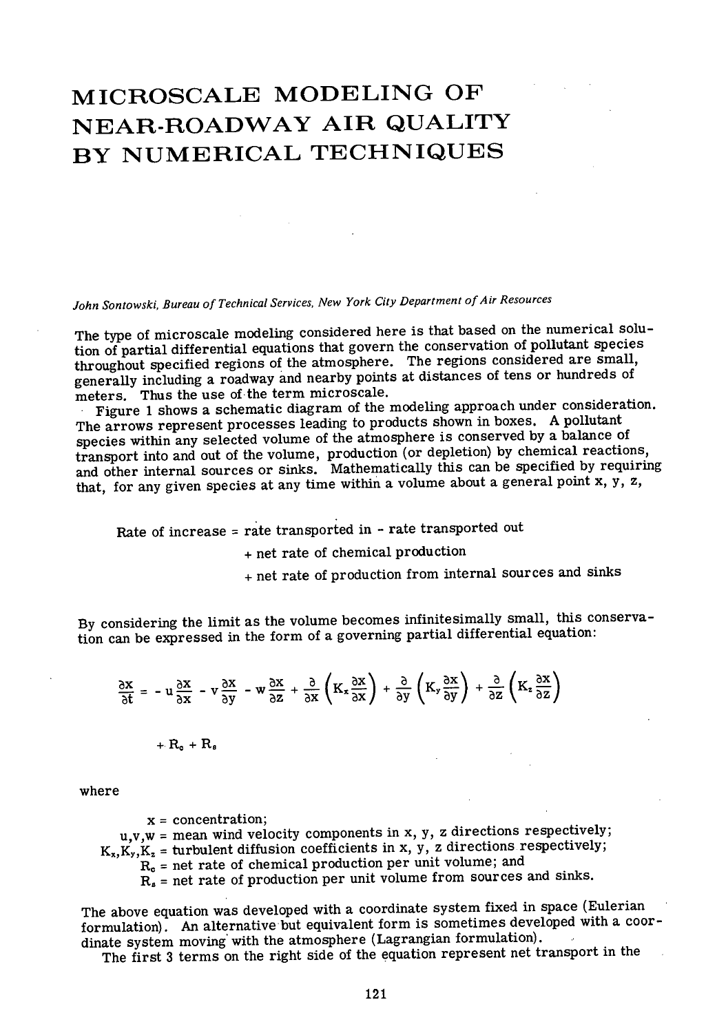# MICROSCALE MODELING OF NEAR-ROADWAY AIR QUALITY BY NUMERICAL TECHNIQUES

*John Sontowski, Bureau of Technical Services, New York City Department of Air Resources*

The type of microscale modeling considered here is that based on the numerical solution of partial differential equations that govern the conservation of pollutant species throughout specified regions of the atmosphere. The regions considered are small, generally including a roadway and nearby points at distances of tens or hundreds of meters. Thus the use of the term microscale.

Figure 1 shows a schematic diagram of the modeling approach under consideration. The arrows represent processes leading to products shown in boxes. A pollutant species within any selected volume of the atmosphere is conserved by a balance of transport into and out of the volume, production (or depletion) by chemical reactions, and other internal sources or sinks. Mathematically this can be specified by requiring that, for any given species at any time within a volume about a general point x, y, z,

Rate of increase = rate transported in - rate transported out
+ net rate of chemical production
+ net rate of production from internal sources and sinks

By considering the limit as the volume becomes infinitesimally small, this conservation can be expressed in the form of a governing partial differential equation:

$$\frac{\partial x}{\partial t} = -u\frac{\partial x}{\partial x} - v\frac{\partial x}{\partial y} - w\frac{\partial x}{\partial z} + \frac{\partial}{\partial x}\left(K_x\frac{\partial x}{\partial x}\right) + \frac{\partial}{\partial y}\left(K_y\frac{\partial x}{\partial y}\right) + \frac{\partial}{\partial z}\left(K_z\frac{\partial x}{\partial z}\right)$$

$$+ R_c + R_s$$

where

$x$ = concentration;
$u, v, w$ = mean wind velocity components in x, y, z directions respectively;
$K_x, K_y, K_z$ = turbulent diffusion coefficients in x, y, z directions respectively;
$R_c$ = net rate of chemical production per unit volume; and
$R_s$ = net rate of production per unit volume from sources and sinks.

The above equation was developed with a coordinate system fixed in space (Eulerian formulation). An alternative but equivalent form is sometimes developed with a coordinate system moving with the atmosphere (Lagrangian formulation).

The first 3 terms on the right side of the equation represent net transport in the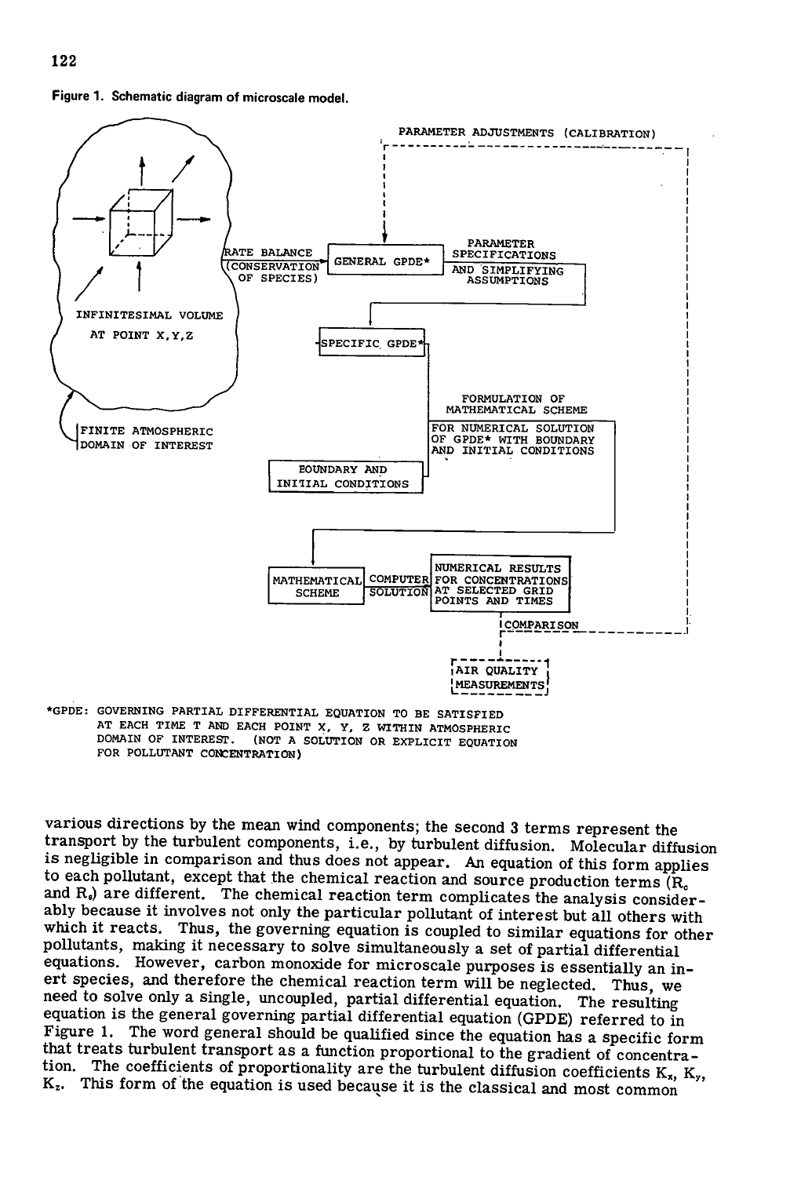Figure 1. Schematic diagram of microscale model.

\*GPDE: GOVERNING PARTIAL DIFFERENTIAL EQUATION TO BE SATISFIED AT EACH TIME T AND EACH POINT X, Y, Z WITHIN ATMOSPHERIC DOMAIN OF INTEREST. (NOT A SOLUTION OR EXPLICIT EQUATION FOR POLLUTANT CONCENTRATION)

various directions by the mean wind components; the second 3 terms represent the transport by the turbulent components, i.e., by turbulent diffusion. Molecular diffusion is negligible in comparison and thus does not appear. An equation of this form applies to each pollutant, except that the chemical reaction and source production terms ($R_c$ and $R_s$) are different. The chemical reaction term complicates the analysis considerably because it involves not only the particular pollutant of interest but all others with which it reacts. Thus, the governing equation is coupled to similar equations for other pollutants, making it necessary to solve simultaneously a set of partial differential equations. However, carbon monoxide for microscale purposes is essentially an inert species, and therefore the chemical reaction term will be neglected. Thus, we need to solve only a single, uncoupled, partial differential equation. The resulting equation is the general governing partial differential equation (GPDE) referred to in Figure 1. The word general should be qualified since the equation has a specific form that treats turbulent transport as a function proportional to the gradient of concentration. The coefficients of proportionality are the turbulent diffusion coefficients $K_x$, $K_y$, $K_z$. This form of the equation is used because it is the classical and most common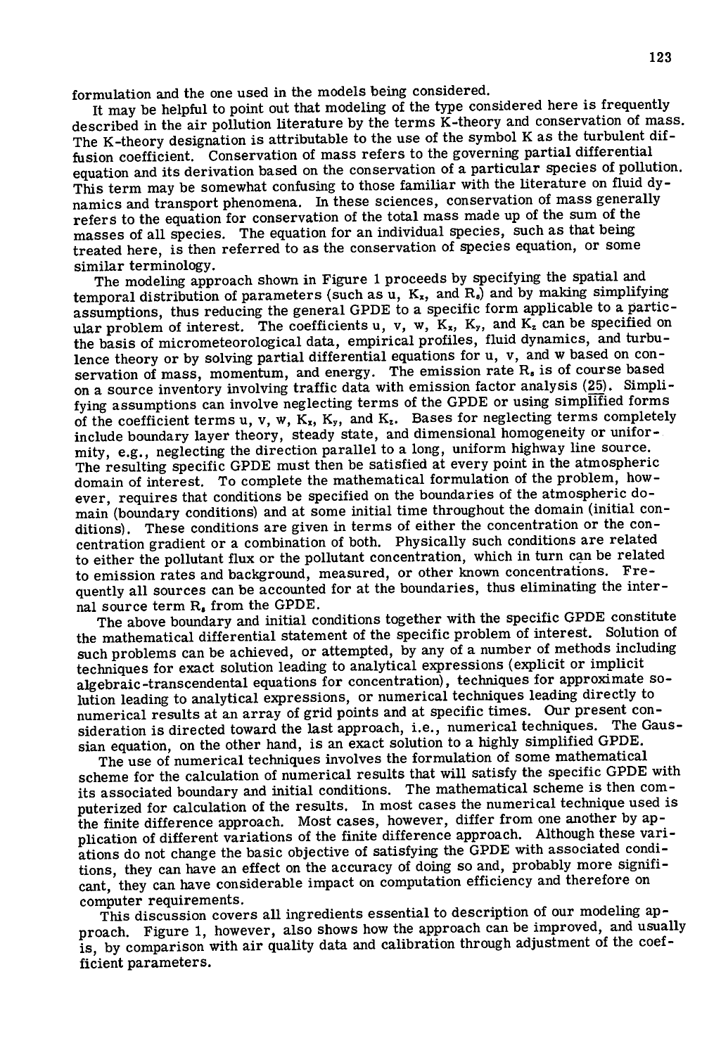formulation and the one used in the models being considered.

It may be helpful to point out that modeling of the type considered here is frequently described in the air pollution literature by the terms K-theory and conservation of mass. The K-theory designation is attributable to the use of the symbol K as the turbulent diffusion coefficient. Conservation of mass refers to the governing partial differential equation and its derivation based on the conservation of a particular species of pollution. This term may be somewhat confusing to those familiar with the literature on fluid dynamics and transport phenomena. In these sciences, conservation of mass generally refers to the equation for conservation of the total mass made up of the sum of the masses of all species. The equation for an individual species, such as that being treated here, is then referred to as the conservation of species equation, or some similar terminology.

The modeling approach shown in Figure 1 proceeds by specifying the spatial and temporal distribution of parameters (such as u, $K_x$, and $R_s$) and by making simplifying assumptions, thus reducing the general GPDE to a specific form applicable to a particular problem of interest. The coefficients u, v, w, $K_x$, $K_y$, and $K_z$ can be specified on the basis of micrometeorological data, empirical profiles, fluid dynamics, and turbulence theory or by solving partial differential equations for u, v, and w based on conservation of mass, momentum, and energy. The emission rate $R_s$ is of course based on a source inventory involving traffic data with emission factor analysis (25). Simplifying assumptions can involve neglecting terms of the GPDE or using simplified forms of the coefficient terms u, v, w, $K_x$, $K_y$, and $K_z$. Bases for neglecting terms completely include boundary layer theory, steady state, and dimensional homogeneity or uniformity, e.g., neglecting the direction parallel to a long, uniform highway line source. The resulting specific GPDE must then be satisfied at every point in the atmospheric domain of interest. To complete the mathematical formulation of the problem, however, requires that conditions be specified on the boundaries of the atmospheric domain (boundary conditions) and at some initial time throughout the domain (initial conditions). These conditions are given in terms of either the concentration or the concentration gradient or a combination of both. Physically such conditions are related to either the pollutant flux or the pollutant concentration, which in turn can be related to emission rates and background, measured, or other known concentrations. Frequently all sources can be accounted for at the boundaries, thus eliminating the internal source term $R_s$ from the GPDE.

The above boundary and initial conditions together with the specific GPDE constitute the mathematical differential statement of the specific problem of interest. Solution of such problems can be achieved, or attempted, by any of a number of methods including techniques for exact solution leading to analytical expressions (explicit or implicit algebraic-transcendental equations for concentration), techniques for approximate solution leading to analytical expressions, or numerical techniques leading directly to numerical results at an array of grid points and at specific times. Our present consideration is directed toward the last approach, i.e., numerical techniques. The Gaussian equation, on the other hand, is an exact solution to a highly simplified GPDE.

The use of numerical techniques involves the formulation of some mathematical scheme for the calculation of numerical results that will satisfy the specific GPDE with its associated boundary and initial conditions. The mathematical scheme is then computerized for calculation of the results. In most cases the numerical technique used is the finite difference approach. Most cases, however, differ from one another by application of different variations of the finite difference approach. Although these variations do not change the basic objective of satisfying the GPDE with associated conditions, they can have an effect on the accuracy of doing so and, probably more significant, they can have considerable impact on computation efficiency and therefore on computer requirements.

This discussion covers all ingredients essential to description of our modeling approach. Figure 1, however, also shows how the approach can be improved, and usually is, by comparison with air quality data and calibration through adjustment of the coefficient parameters.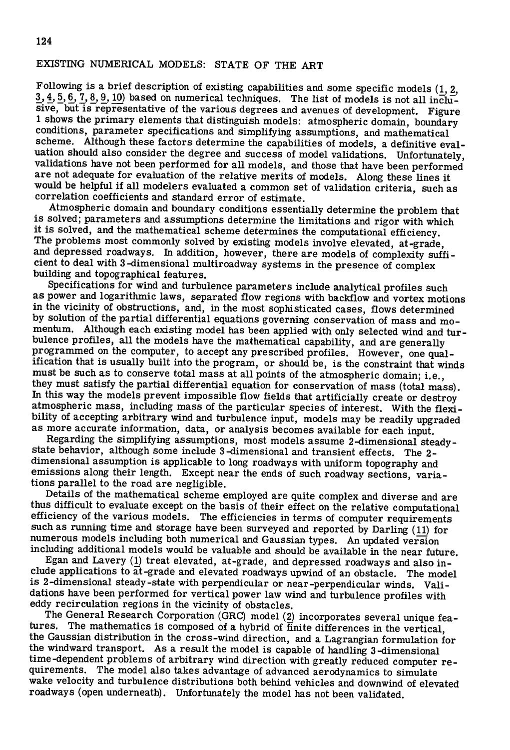## EXISTING NUMERICAL MODELS: STATE OF THE ART

Following is a brief description of existing capabilities and some specific models (1, 2, 3, 4, 5, 6, 7, 8, 9, 10) based on numerical techniques. The list of models is not all inclusive, but is representative of the various degrees and avenues of development. Figure 1 shows the primary elements that distinguish models: atmospheric domain, boundary conditions, parameter specifications and simplifying assumptions, and mathematical scheme. Although these factors determine the capabilities of models, a definitive evaluation should also consider the degree and success of model validations. Unfortunately, validations have not been performed for all models, and those that have been performed are not adequate for evaluation of the relative merits of models. Along these lines it would be helpful if all modelers evaluated a common set of validation criteria, such as correlation coefficients and standard error of estimate.

Atmospheric domain and boundary conditions essentially determine the problem that is solved; parameters and assumptions determine the limitations and rigor with which it is solved, and the mathematical scheme determines the computational efficiency. The problems most commonly solved by existing models involve elevated, at-grade, and depressed roadways. In addition, however, there are models of complexity sufficient to deal with 3-dimensional multiroadway systems in the presence of complex building and topographical features.

Specifications for wind and turbulence parameters include analytical profiles such as power and logarithmic laws, separated flow regions with backflow and vortex motions in the vicinity of obstructions, and, in the most sophisticated cases, flows determined by solution of the partial differential equations governing conservation of mass and momentum. Although each existing model has been applied with only selected wind and turbulence profiles, all the models have the mathematical capability, and are generally programmed on the computer, to accept any prescribed profiles. However, one qualification that is usually built into the program, or should be, is the constraint that winds must be such as to conserve total mass at all points of the atmospheric domain; i.e., they must satisfy the partial differential equation for conservation of mass (total mass). In this way the models prevent impossible flow fields that artificially create or destroy atmospheric mass, including mass of the particular species of interest. With the flexibility of accepting arbitrary wind and turbulence input, models may be readily upgraded as more accurate information, data, or analysis becomes available for each input.

Regarding the simplifying assumptions, most models assume 2-dimensional steady-state behavior, although some include 3-dimensional and transient effects. The 2-dimensional assumption is applicable to long roadways with uniform topography and emissions along their length. Except near the ends of such roadway sections, variations parallel to the road are negligible.

Details of the mathematical scheme employed are quite complex and diverse and are thus difficult to evaluate except on the basis of their effect on the relative computational efficiency of the various models. The efficiencies in terms of computer requirements such as running time and storage have been surveyed and reported by Darling (11) for numerous models including both numerical and Gaussian types. An updated version including additional models would be valuable and should be available in the near future.

Egan and Lavery (1) treat elevated, at-grade, and depressed roadways and also include applications to at-grade and elevated roadways upwind of an obstacle. The model is 2-dimensional steady-state with perpendicular or near-perpendicular winds. Validations have been performed for vertical power law wind and turbulence profiles with eddy recirculation regions in the vicinity of obstacles.

The General Research Corporation (GRC) model (2) incorporates several unique features. The mathematics is composed of a hybrid of finite differences in the vertical, the Gaussian distribution in the cross-wind direction, and a Lagrangian formulation for the windward transport. As a result the model is capable of handling 3-dimensional time-dependent problems of arbitrary wind direction with greatly reduced computer requirements. The model also takes advantage of advanced aerodynamics to simulate wake velocity and turbulence distributions both behind vehicles and downwind of elevated roadways (open underneath). Unfortunately the model has not been validated.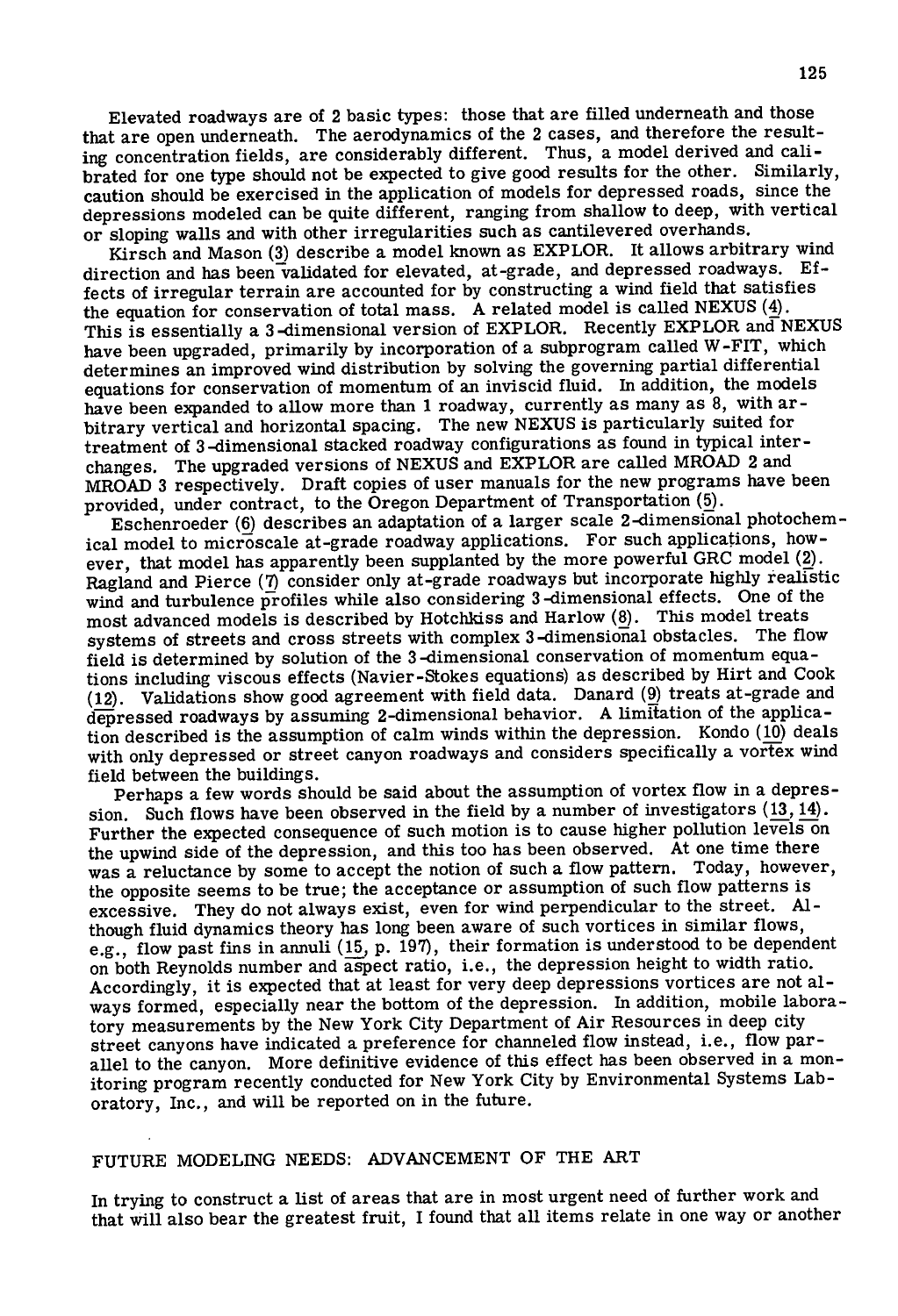Elevated roadways are of 2 basic types: those that are filled underneath and those that are open underneath. The aerodynamics of the 2 cases, and therefore the resulting concentration fields, are considerably different. Thus, a model derived and calibrated for one type should not be expected to give good results for the other. Similarly, caution should be exercised in the application of models for depressed roads, since the depressions modeled can be quite different, ranging from shallow to deep, with vertical or sloping walls and with other irregularities such as cantilevered overhands.

Kirsch and Mason (3) describe a model known as EXPLOR. It allows arbitrary wind direction and has been validated for elevated, at-grade, and depressed roadways. Effects of irregular terrain are accounted for by constructing a wind field that satisfies the equation for conservation of total mass. A related model is called NEXUS (4). This is essentially a 3-dimensional version of EXPLOR. Recently EXPLOR and NEXUS have been upgraded, primarily by incorporation of a subprogram called W-FIT, which determines an improved wind distribution by solving the governing partial differential equations for conservation of momentum of an inviscid fluid. In addition, the models have been expanded to allow more than 1 roadway, currently as many as 8, with arbitrary vertical and horizontal spacing. The new NEXUS is particularly suited for treatment of 3-dimensional stacked roadway configurations as found in typical interchanges. The upgraded versions of NEXUS and EXPLOR are called MROAD 2 and MROAD 3 respectively. Draft copies of user manuals for the new programs have been provided, under contract, to the Oregon Department of Transportation (5).

Eschenroeder (6) describes an adaptation of a larger scale 2-dimensional photochemical model to microscale at-grade roadway applications. For such applications, however, that model has apparently been supplanted by the more powerful GRC model (2). Ragland and Pierce (7) consider only at-grade roadways but incorporate highly realistic wind and turbulence profiles while also considering 3-dimensional effects. One of the most advanced models is described by Hotchkiss and Harlow (8). This model treats systems of streets and cross streets with complex 3-dimensional obstacles. The flow field is determined by solution of the 3-dimensional conservation of momentum equations including viscous effects (Navier-Stokes equations) as described by Hirt and Cook (12). Validations show good agreement with field data. Danard (9) treats at-grade and depressed roadways by assuming 2-dimensional behavior. A limitation of the application described is the assumption of calm winds within the depression. Kondo (10) deals with only depressed or street canyon roadways and considers specifically a vortex wind field between the buildings.

Perhaps a few words should be said about the assumption of vortex flow in a depression. Such flows have been observed in the field by a number of investigators (13, 14). Further the expected consequence of such motion is to cause higher pollution levels on the upwind side of the depression, and this too has been observed. At one time there was a reluctance by some to accept the notion of such a flow pattern. Today, however, the opposite seems to be true; the acceptance or assumption of such flow patterns is excessive. They do not always exist, even for wind perpendicular to the street. Although fluid dynamics theory has long been aware of such vortices in similar flows, e.g., flow past fins in annuli (15, p. 197), their formation is understood to be dependent on both Reynolds number and aspect ratio, i.e., the depression height to width ratio. Accordingly, it is expected that at least for very deep depressions vortices are not always formed, especially near the bottom of the depression. In addition, mobile laboratory measurements by the New York City Department of Air Resources in deep city street canyons have indicated a preference for channeled flow instead, i.e., flow parallel to the canyon. More definitive evidence of this effect has been observed in a monitoring program recently conducted for New York City by Environmental Systems Laboratory, Inc., and will be reported on in the future.

## FUTURE MODELING NEEDS: ADVANCEMENT OF THE ART

In trying to construct a list of areas that are in most urgent need of further work and that will also bear the greatest fruit, I found that all items relate in one way or another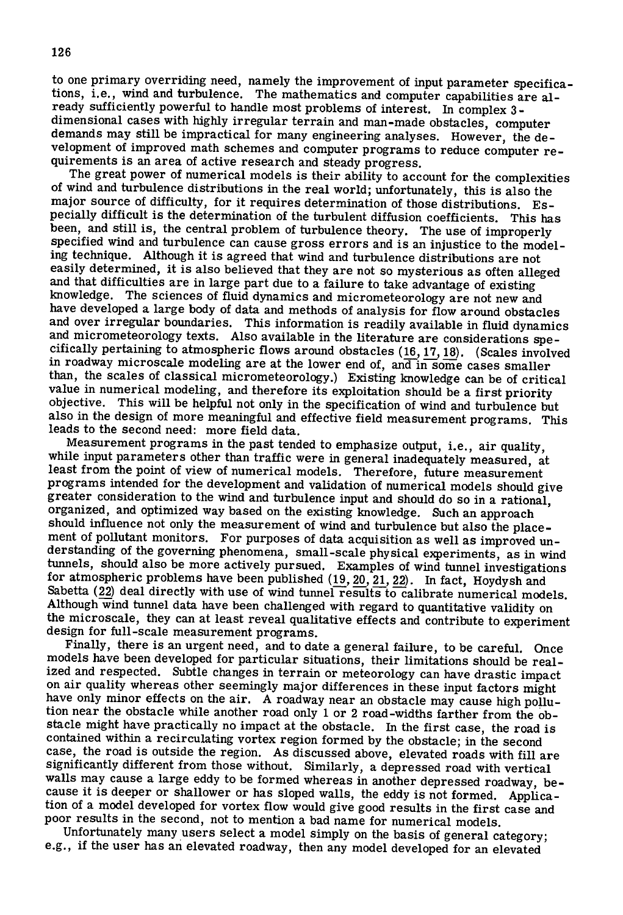to one primary overriding need, namely the improvement of input parameter specifications, i.e., wind and turbulence. The mathematics and computer capabilities are already sufficiently powerful to handle most problems of interest. In complex 3-dimensional cases with highly irregular terrain and man-made obstacles, computer demands may still be impractical for many engineering analyses. However, the development of improved math schemes and computer programs to reduce computer requirements is an area of active research and steady progress.

The great power of numerical models is their ability to account for the complexities of wind and turbulence distributions in the real world; unfortunately, this is also the major source of difficulty, for it requires determination of those distributions. Especially difficult is the determination of the turbulent diffusion coefficients. This has been, and still is, the central problem of turbulence theory. The use of improperly specified wind and turbulence can cause gross errors and is an injustice to the modeling technique. Although it is agreed that wind and turbulence distributions are not easily determined, it is also believed that they are not so mysterious as often alleged and that difficulties are in large part due to a failure to take advantage of existing knowledge. The sciences of fluid dynamics and micrometeorology are not new and have developed a large body of data and methods of analysis for flow around obstacles and over irregular boundaries. This information is readily available in fluid dynamics and micrometeorology texts. Also available in the literature are considerations specifically pertaining to atmospheric flows around obstacles (16, 17, 18). (Scales involved in roadway microscale modeling are at the lower end of, and in some cases smaller than, the scales of classical micrometeorology.) Existing knowledge can be of critical value in numerical modeling, and therefore its exploitation should be a first priority objective. This will be helpful not only in the specification of wind and turbulence but also in the design of more meaningful and effective field measurement programs. This leads to the second need: more field data.

Measurement programs in the past tended to emphasize output, i.e., air quality, while input parameters other than traffic were in general inadequately measured, at least from the point of view of numerical models. Therefore, future measurement programs intended for the development and validation of numerical models should give greater consideration to the wind and turbulence input and should do so in a rational, organized, and optimized way based on the existing knowledge. Such an approach should influence not only the measurement of wind and turbulence but also the placement of pollutant monitors. For purposes of data acquisition as well as improved understanding of the governing phenomena, small-scale physical experiments, as in wind tunnels, should also be more actively pursued. Examples of wind tunnel investigations for atmospheric problems have been published (19, 20, 21, 22). In fact, Hoydysh and Sabetta (22) deal directly with use of wind tunnel results to calibrate numerical models. Although wind tunnel data have been challenged with regard to quantitative validity on the microscale, they can at least reveal qualitative effects and contribute to experiment design for full-scale measurement programs.

Finally, there is an urgent need, and to date a general failure, to be careful. Once models have been developed for particular situations, their limitations should be realized and respected. Subtle changes in terrain or meteorology can have drastic impact on air quality whereas other seemingly major differences in these input factors might have only minor effects on the air. A roadway near an obstacle may cause high pollution near the obstacle while another road only 1 or 2 road-widths farther from the obstacle might have practically no impact at the obstacle. In the first case, the road is contained within a recirculating vortex region formed by the obstacle; in the second case, the road is outside the region. As discussed above, elevated roads with fill are significantly different from those without. Similarly, a depressed road with vertical walls may cause a large eddy to be formed whereas in another depressed roadway, because it is deeper or shallower or has sloped walls, the eddy is not formed. Application of a model developed for vortex flow would give good results in the first case and poor results in the second, not to mention a bad name for numerical models.

Unfortunately many users select a model simply on the basis of general category; e.g., if the user has an elevated roadway, then any model developed for an elevated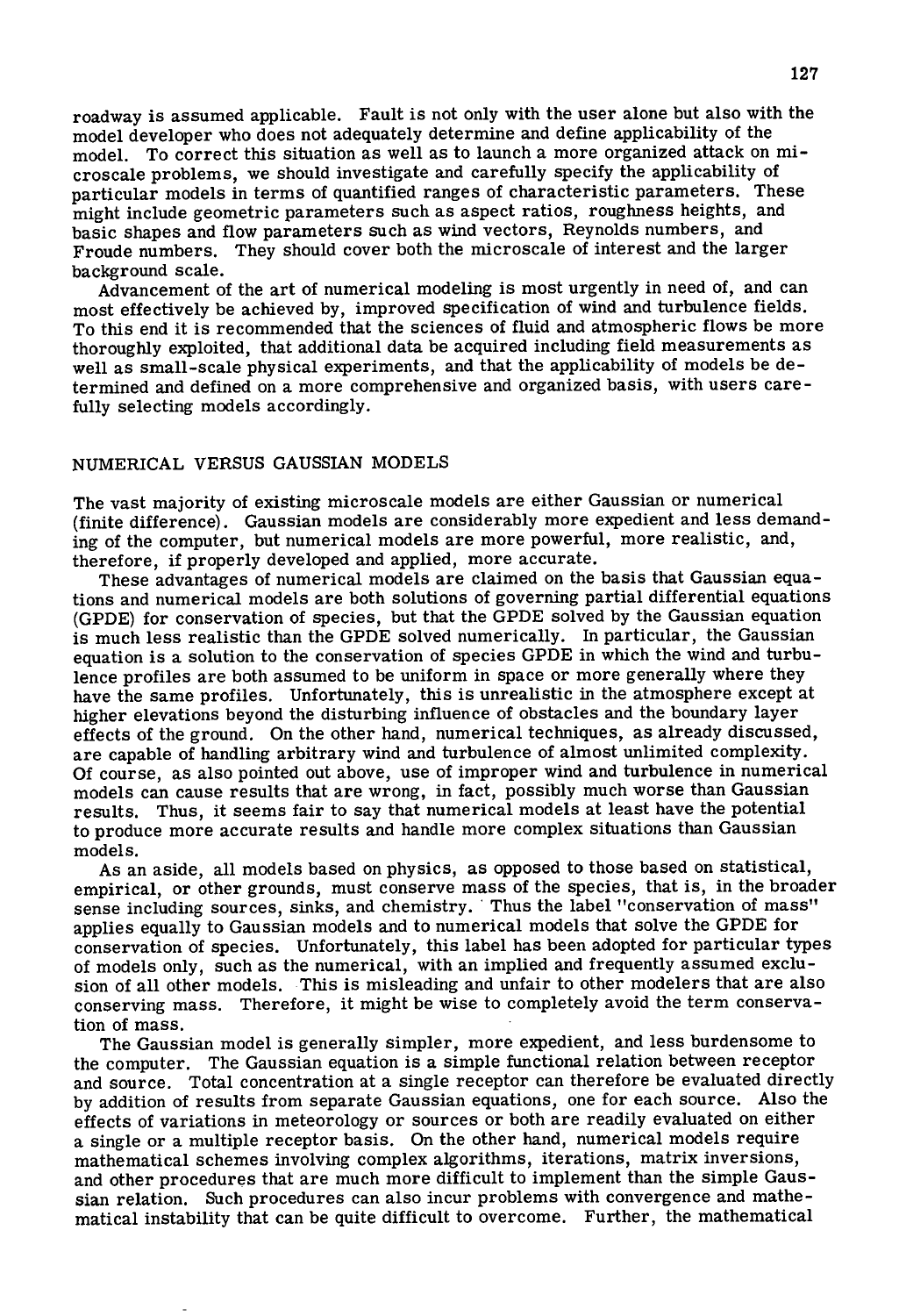roadway is assumed applicable. Fault is not only with the user alone but also with the model developer who does not adequately determine and define applicability of the model. To correct this situation as well as to launch a more organized attack on microscale problems, we should investigate and carefully specify the applicability of particular models in terms of quantified ranges of characteristic parameters. These might include geometric parameters such as aspect ratios, roughness heights, and basic shapes and flow parameters such as wind vectors, Reynolds numbers, and Froude numbers. They should cover both the microscale of interest and the larger background scale.

Advancement of the art of numerical modeling is most urgently in need of, and can most effectively be achieved by, improved specification of wind and turbulence fields. To this end it is recommended that the sciences of fluid and atmospheric flows be more thoroughly exploited, that additional data be acquired including field measurements as well as small-scale physical experiments, and that the applicability of models be determined and defined on a more comprehensive and organized basis, with users carefully selecting models accordingly.

## NUMERICAL VERSUS GAUSSIAN MODELS

The vast majority of existing microscale models are either Gaussian or numerical (finite difference). Gaussian models are considerably more expedient and less demanding of the computer, but numerical models are more powerful, more realistic, and, therefore, if properly developed and applied, more accurate.

These advantages of numerical models are claimed on the basis that Gaussian equations and numerical models are both solutions of governing partial differential equations (GPDE) for conservation of species, but that the GPDE solved by the Gaussian equation is much less realistic than the GPDE solved numerically. In particular, the Gaussian equation is a solution to the conservation of species GPDE in which the wind and turbulence profiles are both assumed to be uniform in space or more generally where they have the same profiles. Unfortunately, this is unrealistic in the atmosphere except at higher elevations beyond the disturbing influence of obstacles and the boundary layer effects of the ground. On the other hand, numerical techniques, as already discussed, are capable of handling arbitrary wind and turbulence of almost unlimited complexity. Of course, as also pointed out above, use of improper wind and turbulence in numerical models can cause results that are wrong, in fact, possibly much worse than Gaussian results. Thus, it seems fair to say that numerical models at least have the potential to produce more accurate results and handle more complex situations than Gaussian models.

As an aside, all models based on physics, as opposed to those based on statistical, empirical, or other grounds, must conserve mass of the species, that is, in the broader sense including sources, sinks, and chemistry. Thus the label "conservation of mass" applies equally to Gaussian models and to numerical models that solve the GPDE for conservation of species. Unfortunately, this label has been adopted for particular types of models only, such as the numerical, with an implied and frequently assumed exclusion of all other models. This is misleading and unfair to other modelers that are also conserving mass. Therefore, it might be wise to completely avoid the term conservation of mass.

The Gaussian model is generally simpler, more expedient, and less burdensome to the computer. The Gaussian equation is a simple functional relation between receptor and source. Total concentration at a single receptor can therefore be evaluated directly by addition of results from separate Gaussian equations, one for each source. Also the effects of variations in meteorology or sources or both are readily evaluated on either a single or a multiple receptor basis. On the other hand, numerical models require mathematical schemes involving complex algorithms, iterations, matrix inversions, and other procedures that are much more difficult to implement than the simple Gaussian relation. Such procedures can also incur problems with convergence and mathematical instability that can be quite difficult to overcome. Further, the mathematical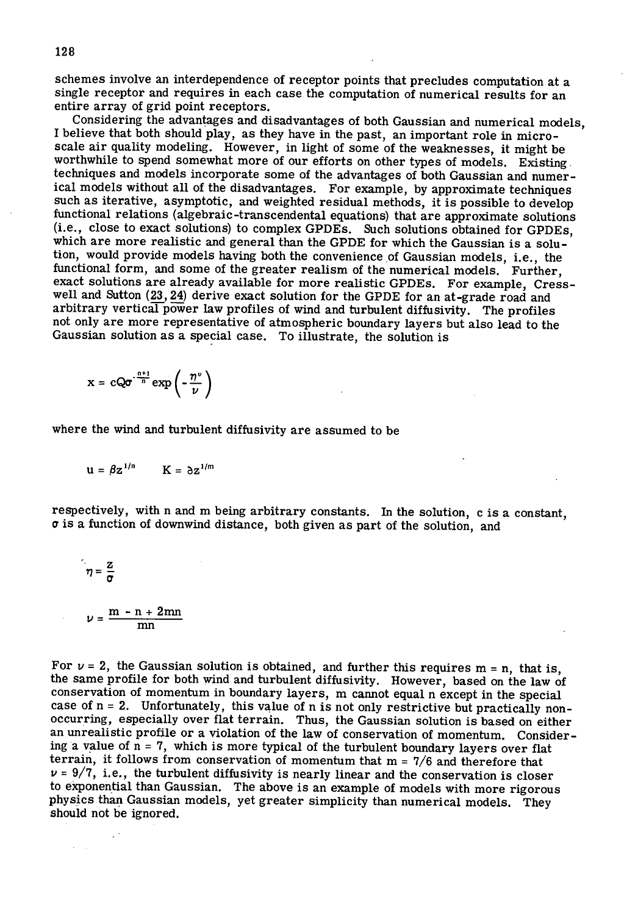schemes involve an interdependence of receptor points that precludes computation at a single receptor and requires in each case the computation of numerical results for an entire array of grid point receptors.

Considering the advantages and disadvantages of both Gaussian and numerical models, I believe that both should play, as they have in the past, an important role in microscale air quality modeling. However, in light of some of the weaknesses, it might be worthwhile to spend somewhat more of our efforts on other types of models. Existing techniques and models incorporate some of the advantages of both Gaussian and numerical models without all of the disadvantages. For example, by approximate techniques such as iterative, asymptotic, and weighted residual methods, it is possible to develop functional relations (algebraic-transcendental equations) that are approximate solutions (i.e., close to exact solutions) to complex GPDEs. Such solutions obtained for GPDEs, which are more realistic and general than the GPDE for which the Gaussian is a solution, would provide models having both the convenience of Gaussian models, i.e., the functional form, and some of the greater realism of the numerical models. Further, exact solutions are already available for more realistic GPDEs. For example, Cresswell and Sutton (23, 24) derive exact solution for the GPDE for an at-grade road and arbitrary vertical power law profiles of wind and turbulent diffusivity. The profiles not only are more representative of atmospheric boundary layers but also lead to the Gaussian solution as a special case. To illustrate, the solution is

$$\chi = cQ\sigma^{-\frac{n+1}{n}} \exp\left(-\frac{\eta^{\nu}}{\nu}\right)$$

where the wind and turbulent diffusivity are assumed to be

$$u = \beta z^{1/n} \qquad K = \partial z^{1/m}$$

respectively, with n and m being arbitrary constants. In the solution, c is a constant, $\sigma$ is a function of downwind distance, both given as part of the solution, and

$$\eta = \frac{z}{\sigma}$$

$$\nu = \frac{m - n + 2mn}{mn}$$

For $\nu = 2$, the Gaussian solution is obtained, and further this requires $m = n$, that is, the same profile for both wind and turbulent diffusivity. However, based on the law of conservation of momentum in boundary layers, m cannot equal n except in the special case of $n = 2$. Unfortunately, this value of n is not only restrictive but practically nonoccurring, especially over flat terrain. Thus, the Gaussian solution is based on either an unrealistic profile or a violation of the law of conservation of momentum. Considering a value of $n = 7$, which is more typical of the turbulent boundary layers over flat terrain, it follows from conservation of momentum that $m = 7/6$ and therefore that $\nu = 9/7$, i.e., the turbulent diffusivity is nearly linear and the conservation is closer to exponential than Gaussian. The above is an example of models with more rigorous physics than Gaussian models, yet greater simplicity than numerical models. They should not be ignored.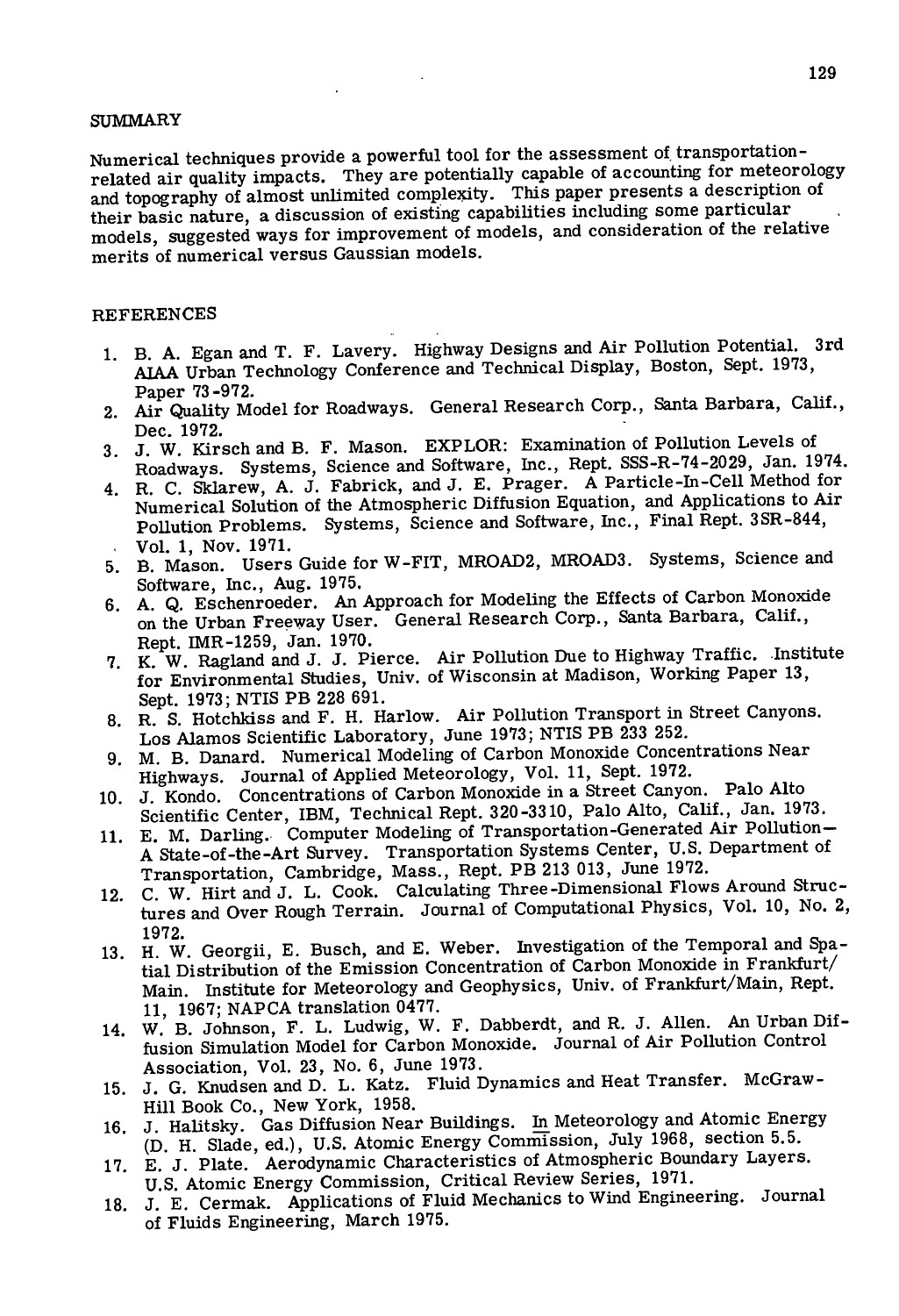## SUMMARY

Numerical techniques provide a powerful tool for the assessment of transportation-related air quality impacts. They are potentially capable of accounting for meteorology and topography of almost unlimited complexity. This paper presents a description of their basic nature, a discussion of existing capabilities including some particular models, suggested ways for improvement of models, and consideration of the relative merits of numerical versus Gaussian models.

## REFERENCES

1. B. A. Egan and T. F. Lavery. Highway Designs and Air Pollution Potential. 3rd AIAA Urban Technology Conference and Technical Display, Boston, Sept. 1973, Paper 73-972.
2. Air Quality Model for Roadways. General Research Corp., Santa Barbara, Calif., Dec. 1972.
3. J. W. Kirsch and B. F. Mason. EXPLOR: Examination of Pollution Levels of Roadways. Systems, Science and Software, Inc., Rept. SSS-R-74-2029, Jan. 1974.
4. R. C. Sklarew, A. J. Fabrick, and J. E. Prager. A Particle-In-Cell Method for Numerical Solution of the Atmospheric Diffusion Equation, and Applications to Air Pollution Problems. Systems, Science and Software, Inc., Final Rept. 3SR-844, Vol. 1, Nov. 1971.
5. B. Mason. Users Guide for W-FIT, MROAD2, MROAD3. Systems, Science and Software, Inc., Aug. 1975.
6. A. Q. Eschenroeder. An Approach for Modeling the Effects of Carbon Monoxide on the Urban Freeway User. General Research Corp., Santa Barbara, Calif., Rept. IMR-1259, Jan. 1970.
7. K. W. Ragland and J. J. Pierce. Air Pollution Due to Highway Traffic. Institute for Environmental Studies, Univ. of Wisconsin at Madison, Working Paper 13, Sept. 1973; NTIS PB 228 691.
8. R. S. Hotchkiss and F. H. Harlow. Air Pollution Transport in Street Canyons. Los Alamos Scientific Laboratory, June 1973; NTIS PB 233 252.
9. M. B. Danard. Numerical Modeling of Carbon Monoxide Concentrations Near Highways. Journal of Applied Meteorology, Vol. 11, Sept. 1972.
10. J. Kondo. Concentrations of Carbon Monoxide in a Street Canyon. Palo Alto Scientific Center, IBM, Technical Rept. 320-3310, Palo Alto, Calif., Jan. 1973.
11. E. M. Darling. Computer Modeling of Transportation-Generated Air Pollution—A State-of-the-Art Survey. Transportation Systems Center, U.S. Department of Transportation, Cambridge, Mass., Rept. PB 213 013, June 1972.
12. C. W. Hirt and J. L. Cook. Calculating Three-Dimensional Flows Around Structures and Over Rough Terrain. Journal of Computational Physics, Vol. 10, No. 2, 1972.
13. H. W. Georgii, E. Busch, and E. Weber. Investigation of the Temporal and Spatial Distribution of the Emission Concentration of Carbon Monoxide in Frankfurt/Main. Institute for Meteorology and Geophysics, Univ. of Frankfurt/Main, Rept. 11, 1967; NAPCA translation 0477.
14. W. B. Johnson, F. L. Ludwig, W. F. Dabberdt, and R. J. Allen. An Urban Diffusion Simulation Model for Carbon Monoxide. Journal of Air Pollution Control Association, Vol. 23, No. 6, June 1973.
15. J. G. Knudsen and D. L. Katz. Fluid Dynamics and Heat Transfer. McGraw-Hill Book Co., New York, 1958.
16. J. Halitsky. Gas Diffusion Near Buildings. In Meteorology and Atomic Energy (D. H. Slade, ed.), U.S. Atomic Energy Commission, July 1968, section 5.5.
17. E. J. Plate. Aerodynamic Characteristics of Atmospheric Boundary Layers. U.S. Atomic Energy Commission, Critical Review Series, 1971.
18. J. E. Cermak. Applications of Fluid Mechanics to Wind Engineering. Journal of Fluids Engineering, March 1975.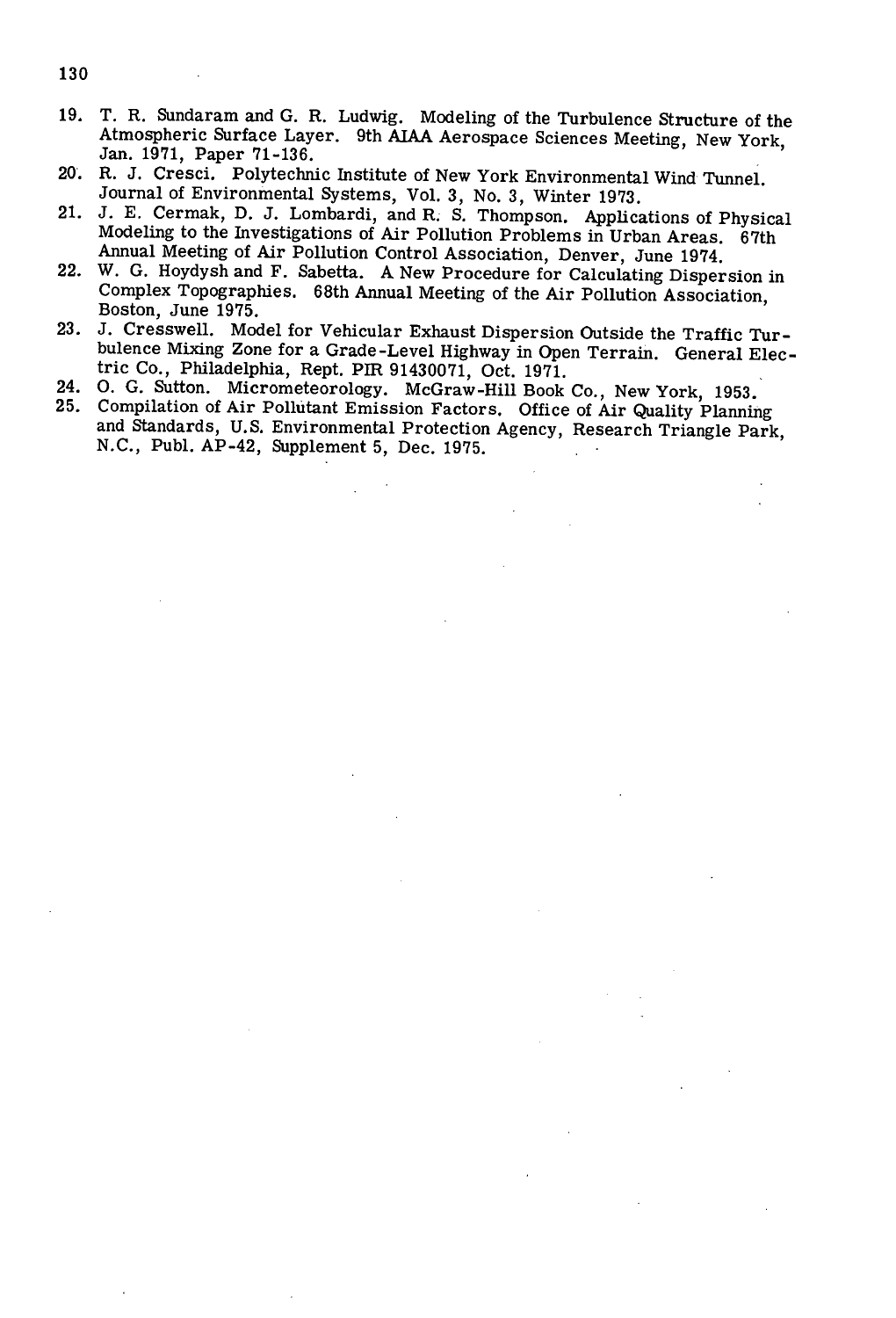19. T. R. Sundaram and G. R. Ludwig. Modeling of the Turbulence Structure of the Atmospheric Surface Layer. 9th AIAA Aerospace Sciences Meeting, New York, Jan. 1971, Paper 71-136.
20. R. J. Cresci. Polytechnic Institute of New York Environmental Wind Tunnel. Journal of Environmental Systems, Vol. 3, No. 3, Winter 1973.
21. J. E. Cermak, D. J. Lombardi, and R. S. Thompson. Applications of Physical Modeling to the Investigations of Air Pollution Problems in Urban Areas. 67th Annual Meeting of Air Pollution Control Association, Denver, June 1974.
22. W. G. Hoydysh and F. Sabetta. A New Procedure for Calculating Dispersion in Complex Topographies. 68th Annual Meeting of the Air Pollution Association, Boston, June 1975.
23. J. Cresswell. Model for Vehicular Exhaust Dispersion Outside the Traffic Turbulence Mixing Zone for a Grade-Level Highway in Open Terrain. General Electric Co., Philadelphia, Rept. PIR 91430071, Oct. 1971.
24. O. G. Sutton. Micrometeorology. McGraw-Hill Book Co., New York, 1953.
25. Compilation of Air Pollutant Emission Factors. Office of Air Quality Planning and Standards, U.S. Environmental Protection Agency, Research Triangle Park, N.C., Publ. AP-42, Supplement 5, Dec. 1975.